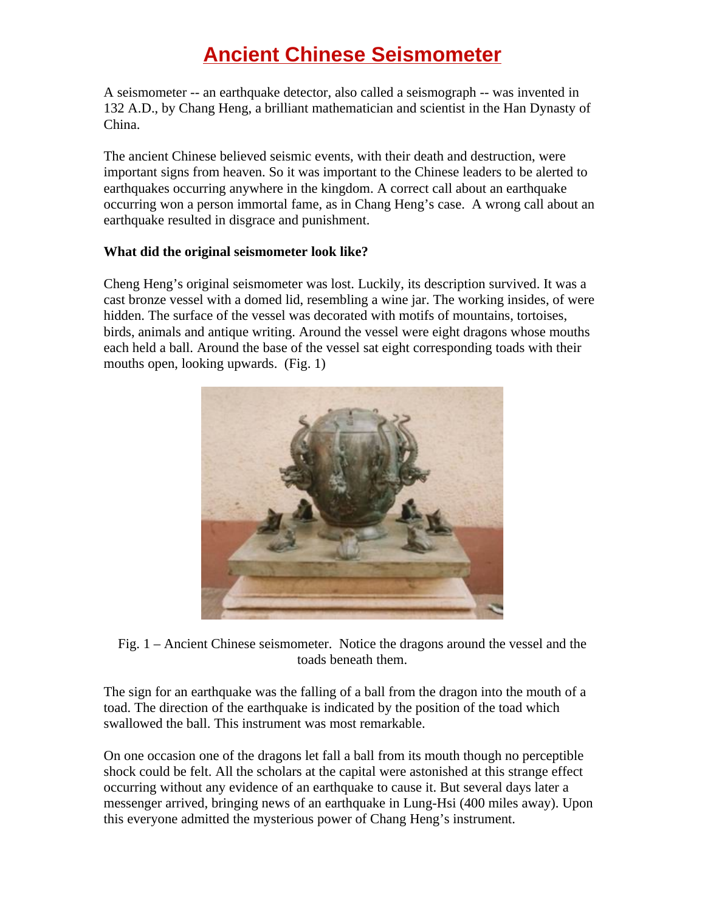# Ancient Chinese Seismometer

A seismometer -- an earthquake detector, also called a seismograph -- was invented in 132 A.D., by Chang Heng, a brilliant mathematician and scientist in the Han Dynasty of China.

The ancient Chinese believed seismic events, with their death and destruction, were important signs from heaven. So it was important to the Chinese leaders to be alerted to earthquakes occurring anywhere in the kingdom. A correct call about an earthquake occurring won a person immortal fame, as in Chang Heng's case. A wrong call about an earthquake resulted in disgrace and punishment.

**What did the original seismometer look like?**

Cheng Heng's original seismometer was lost. Luckily, its description survived. It was a cast bronze vessel with a domed lid, resembling a wine jar. The working insides, of were hidden. The surface of the vessel was decorated with motifs of mountains, tortoises, birds, animals and antique writing. Around the vessel were eight dragons whose mouths each held a ball. Around the base of the vessel sat eight corresponding toads with their mouths open, looking upwards. (Fig. 1)

Fig. 1 – Ancient Chinese seismometer. Notice the dragons around the vessel and the toads beneath them.

The sign for an earthquake was the falling of a ball from the dragon into the mouth of a toad. The direction of the earthquake is indicated by the position of the toad which swallowed the ball. This instrument was most remarkable.

On one occasion one of the dragons let fall a ball from its mouth though no perceptible shock could be felt. All the scholars at the capital were astonished at this strange effect occurring without any evidence of an earthquake to cause it. But several days later a messenger arrived, bringing news of an earthquake in Lung-Hsi (400 miles away). Upon this everyone admitted the mysterious power of Chang Heng's instrument.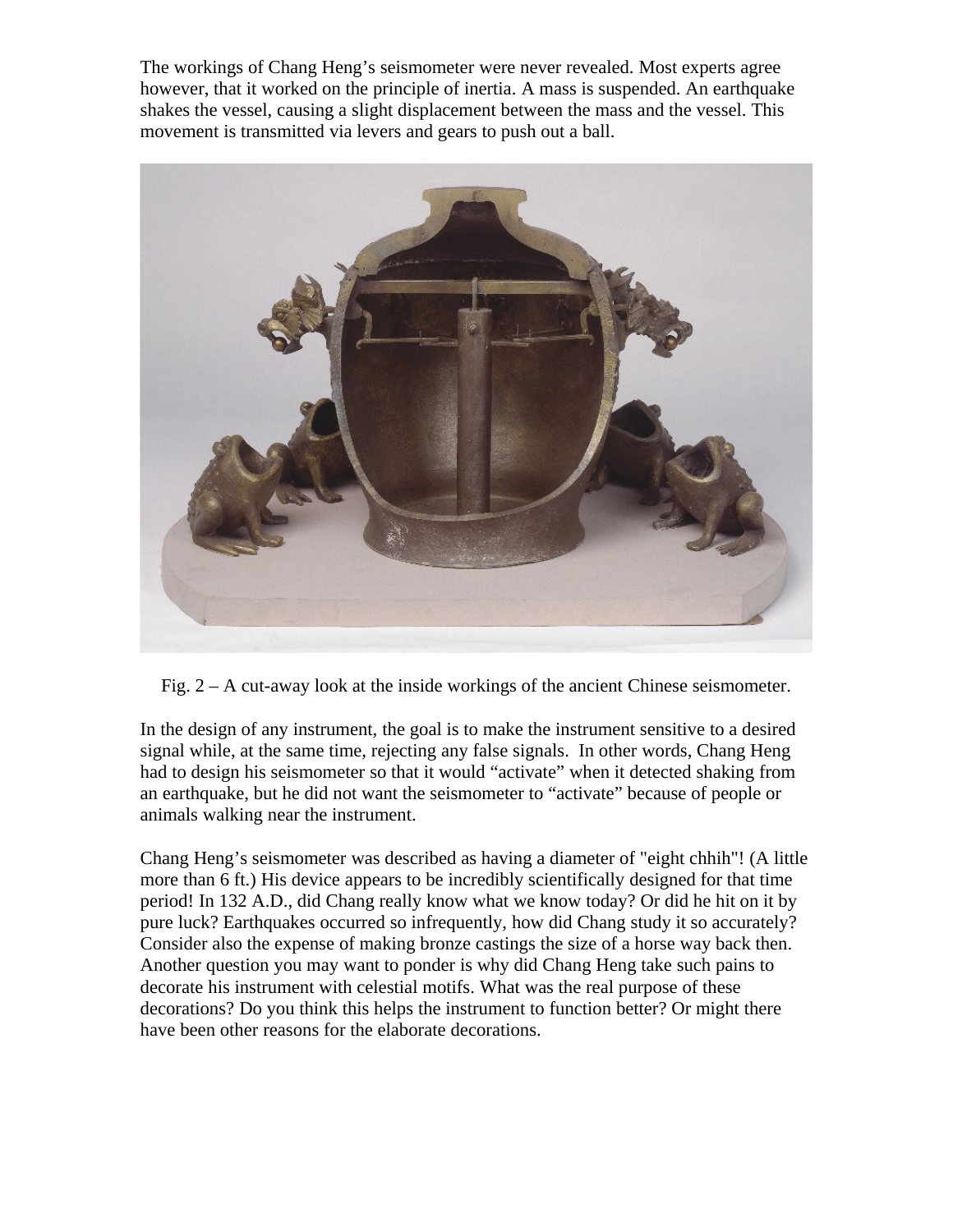The workings of Chang Heng's seismometer were never revealed. Most experts agree however, that it worked on the principle of inertia. A mass is suspended. An earthquake shakes the vessel, causing a slight displacement between the mass and the vessel. This movement is transmitted via levers and gears to push out a ball.

Fig. 2 – A cut-away look at the inside workings of the ancient Chinese seismometer.

In the design of any instrument, the goal is to make the instrument sensitive to a desired signal while, at the same time, rejecting any false signals. In other words, Chang Heng had to design his seismometer so that it would "activate" when it detected shaking from an earthquake, but he did not want the seismometer to "activate" because of people or animals walking near the instrument.

Chang Heng's seismometer was described as having a diameter of "eight chhih"! (A little more than 6 ft.) His device appears to be incredibly scientifically designed for that time period! In 132 A.D., did Chang really know what we know today? Or did he hit on it by pure luck? Earthquakes occurred so infrequently, how did Chang study it so accurately? Consider also the expense of making bronze castings the size of a horse way back then. Another question you may want to ponder is why did Chang Heng take such pains to decorate his instrument with celestial motifs. What was the real purpose of these decorations? Do you think this helps the instrument to function better? Or might there have been other reasons for the elaborate decorations.